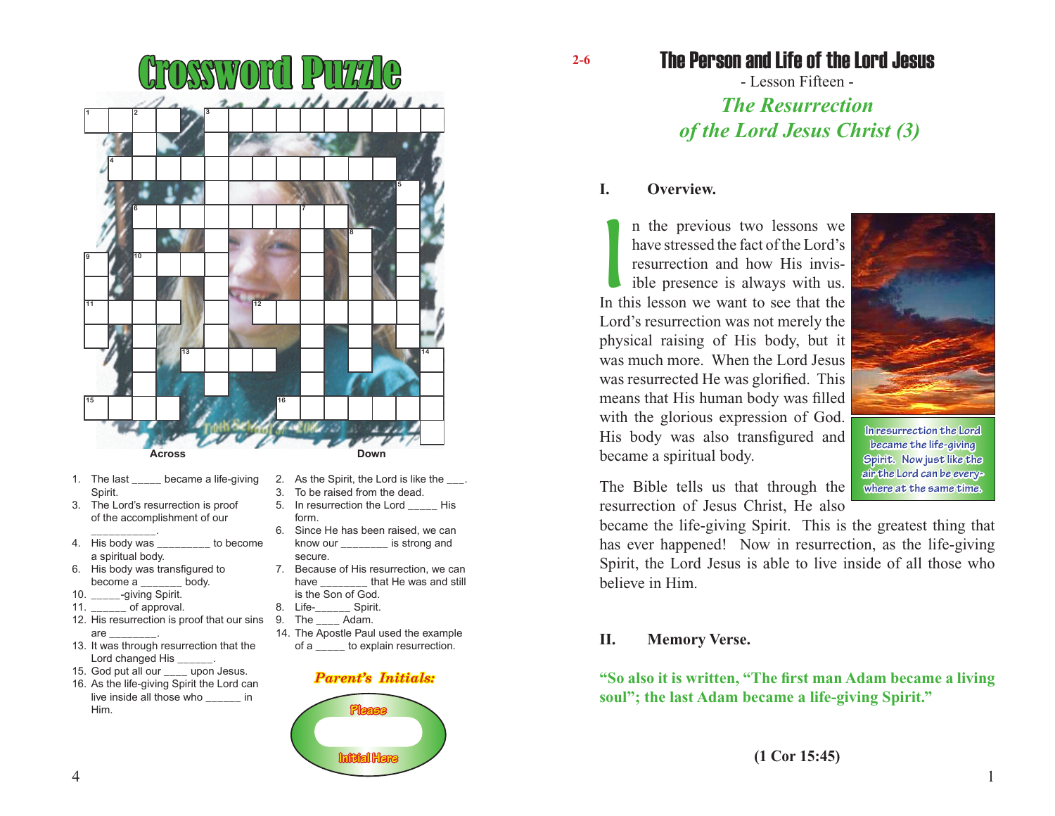# Crossword Puzzle

**Across**

1. The last _____ became a life-giving Spirit.
3. The Lord's resurrection is proof of the accomplishment of our ___________.
4. His body was _________ to become a spiritual body.
6. His body was transfigured to become a _______ body.
10. _____-giving Spirit.
11. ______ of approval.
12. His resurrection is proof that our sins are ________.
13. It was through resurrection that the Lord changed His ______.
15. God put all our ____ upon Jesus.
16. As the life-giving Spirit the Lord can live inside all those who ______ in Him.

**Down**

2. As the Spirit, the Lord is like the ___.
3. To be raised from the dead.
5. In resurrection the Lord _____ His form.
6. Since He has been raised, we can know our ________ is strong and secure.
7. Because of His resurrection, we can have ________ that He was and still is the Son of God.
8. Life-______ Spirit.
9. The ____ Adam.
14. The Apostle Paul used the example of a _____ to explain resurrection.

***Parent's Initials:***

Please

Initial Here

2-6

# The Person and Life of the Lord Jesus

- Lesson Fifteen -

## *The Resurrection of the Lord Jesus Christ (3)*

### I. Overview.

In the previous two lessons we have stressed the fact of the Lord's resurrection and how His invisible presence is always with us. In this lesson we want to see that the Lord's resurrection was not merely the physical raising of His body, but it was much more. When the Lord Jesus was resurrected He was glorified. This means that His human body was filled with the glorious expression of God. His body was also transfigured and became a spiritual body.

In resurrection the Lord became the life-giving Spirit. Now just like the air the Lord can be everywhere at the same time.

The Bible tells us that through the resurrection of Jesus Christ, He also became the life-giving Spirit. This is the greatest thing that has ever happened! Now in resurrection, as the life-giving Spirit, the Lord Jesus is able to live inside of all those who believe in Him.

### II. Memory Verse.

**"So also it is written, "The first man Adam became a living soul"; the last Adam became a life-giving Spirit."**

**(1 Cor 15:45)**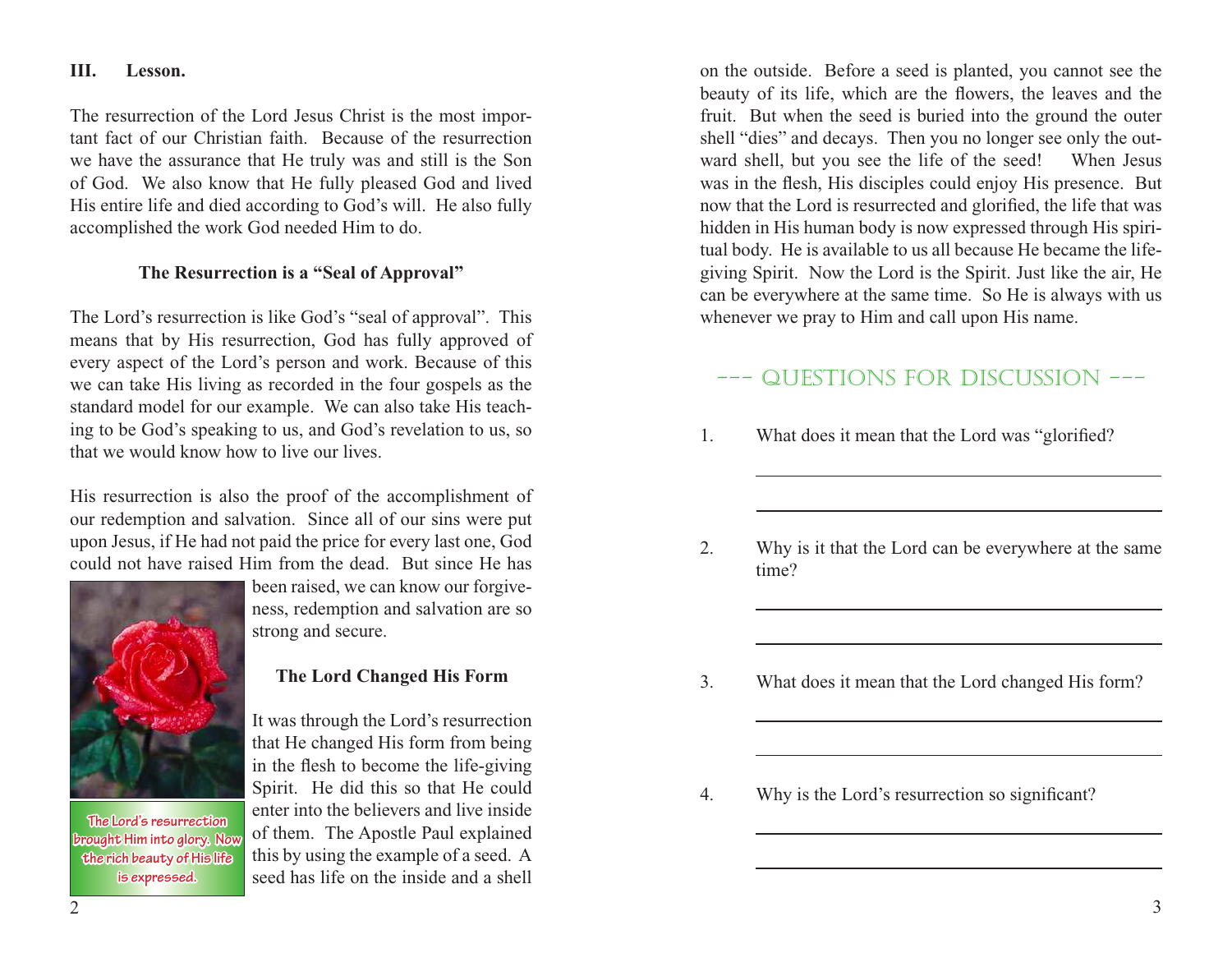## III. Lesson.

The resurrection of the Lord Jesus Christ is the most important fact of our Christian faith. Because of the resurrection we have the assurance that He truly was and still is the Son of God. We also know that He fully pleased God and lived His entire life and died according to God's will. He also fully accomplished the work God needed Him to do.

### The Resurrection is a "Seal of Approval"

The Lord's resurrection is like God's "seal of approval". This means that by His resurrection, God has fully approved of every aspect of the Lord's person and work. Because of this we can take His living as recorded in the four gospels as the standard model for our example. We can also take His teaching to be God's speaking to us, and God's revelation to us, so that we would know how to live our lives.

His resurrection is also the proof of the accomplishment of our redemption and salvation. Since all of our sins were put upon Jesus, if He had not paid the price for every last one, God could not have raised Him from the dead. But since He has been raised, we can know our forgiveness, redemption and salvation are so strong and secure.

The Lord's resurrection brought Him into glory. Now the rich beauty of His life is expressed.

### The Lord Changed His Form

It was through the Lord's resurrection that He changed His form from being in the flesh to become the life-giving Spirit. He did this so that He could enter into the believers and live inside of them. The Apostle Paul explained this by using the example of a seed. A seed has life on the inside and a shell on the outside. Before a seed is planted, you cannot see the beauty of its life, which are the flowers, the leaves and the fruit. But when the seed is buried into the ground the outer shell "dies" and decays. Then you no longer see only the outward shell, but you see the life of the seed! When Jesus was in the flesh, His disciples could enjoy His presence. But now that the Lord is resurrected and glorified, the life that was hidden in His human body is now expressed through His spiritual body. He is available to us all because He became the life-giving Spirit. Now the Lord is the Spirit. Just like the air, He can be everywhere at the same time. So He is always with us whenever we pray to Him and call upon His name.

## --- QUESTIONS FOR DISCUSSION ---

1. What does it mean that the Lord was "glorified?

___________________________________________

___________________________________________

2. Why is it that the Lord can be everywhere at the same time?

___________________________________________

___________________________________________

3. What does it mean that the Lord changed His form?

___________________________________________

___________________________________________

4. Why is the Lord's resurrection so significant?

___________________________________________

___________________________________________